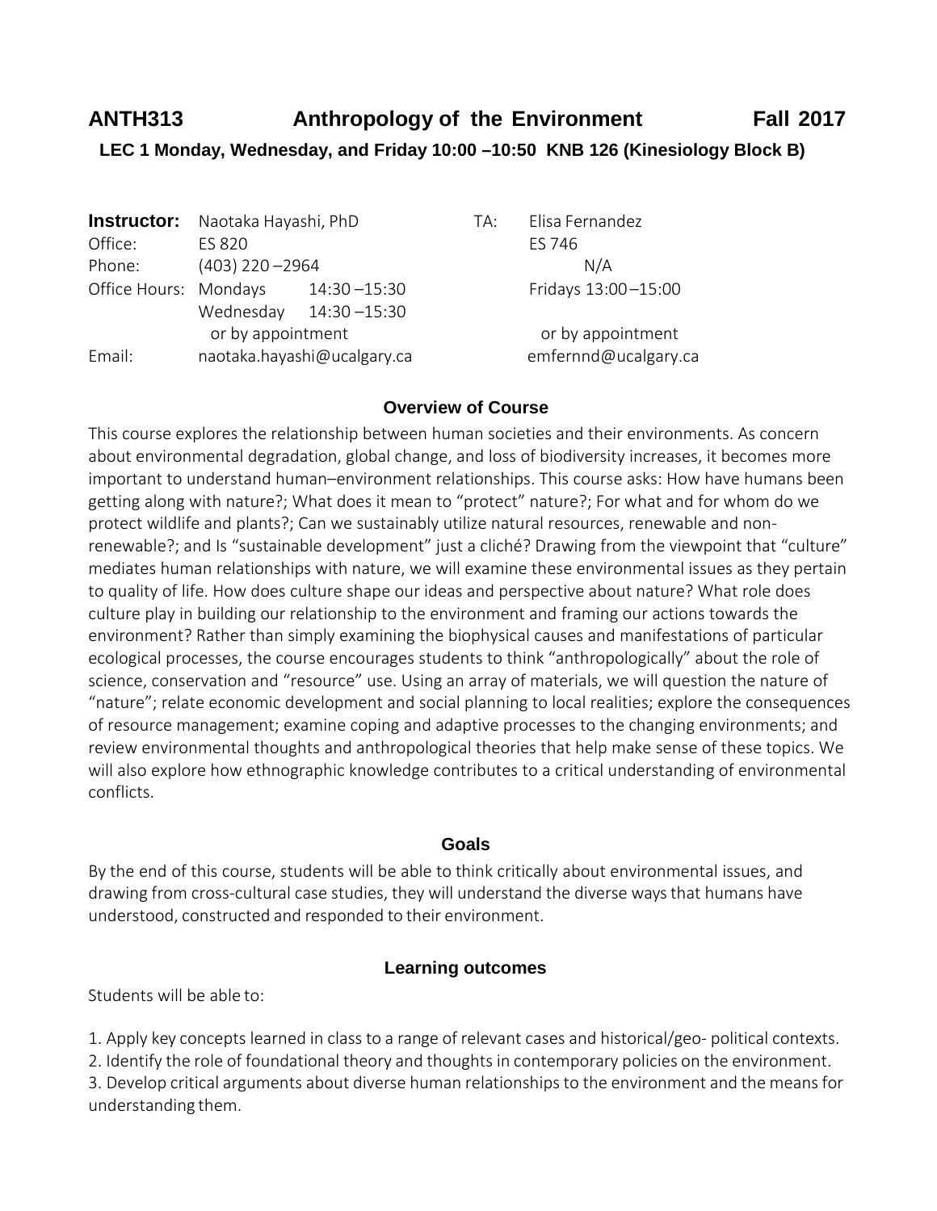# ANTH313 Anthropology of the Environment Fall 2017

**LEC 1 Monday, Wednesday, and Friday 10:00 –10:50 KNB 126 (Kinesiology Block B)**

| **Instructor:** | Naotaka Hayashi, PhD | TA: | Elisa Fernandez |
|---|---|---|---|
| Office: | ES 820 | | ES 746 |
| Phone: | (403) 220 –2964 | | N/A |
| Office Hours: | Mondays 14:30 –15:30 | | Fridays 13:00 –15:00 |
| | Wednesday 14:30 –15:30 | | |
| | or by appointment | | or by appointment |
| Email: | naotaka.hayashi@ucalgary.ca | | emfernnd@ucalgary.ca |

## Overview of Course

This course explores the relationship between human societies and their environments. As concern about environmental degradation, global change, and loss of biodiversity increases, it becomes more important to understand human–environment relationships. This course asks: How have humans been getting along with nature?; What does it mean to "protect" nature?; For what and for whom do we protect wildlife and plants?; Can we sustainably utilize natural resources, renewable and non-renewable?; and Is "sustainable development" just a cliché? Drawing from the viewpoint that "culture" mediates human relationships with nature, we will examine these environmental issues as they pertain to quality of life. How does culture shape our ideas and perspective about nature? What role does culture play in building our relationship to the environment and framing our actions towards the environment? Rather than simply examining the biophysical causes and manifestations of particular ecological processes, the course encourages students to think "anthropologically" about the role of science, conservation and "resource" use. Using an array of materials, we will question the nature of "nature"; relate economic development and social planning to local realities; explore the consequences of resource management; examine coping and adaptive processes to the changing environments; and review environmental thoughts and anthropological theories that help make sense of these topics. We will also explore how ethnographic knowledge contributes to a critical understanding of environmental conflicts.

## Goals

By the end of this course, students will be able to think critically about environmental issues, and drawing from cross-cultural case studies, they will understand the diverse ways that humans have understood, constructed and responded to their environment.

## Learning outcomes

Students will be able to:

1. Apply key concepts learned in class to a range of relevant cases and historical/geo- political contexts.
2. Identify the role of foundational theory and thoughts in contemporary policies on the environment.
3. Develop critical arguments about diverse human relationships to the environment and the means for understanding them.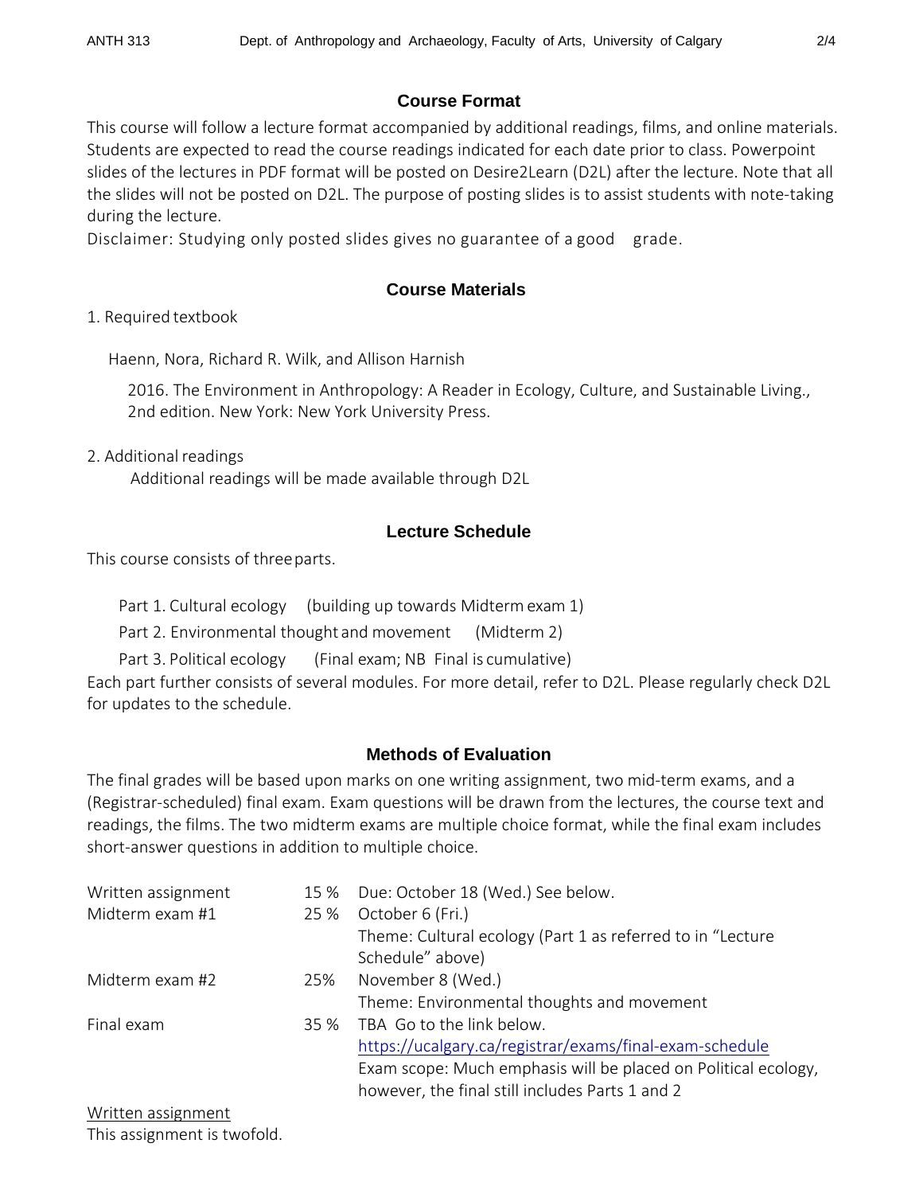## Course Format

This course will follow a lecture format accompanied by additional readings, films, and online materials. Students are expected to read the course readings indicated for each date prior to class. Powerpoint slides of the lectures in PDF format will be posted on Desire2Learn (D2L) after the lecture. Note that all the slides will not be posted on D2L. The purpose of posting slides is to assist students with note-taking during the lecture.

Disclaimer: Studying only posted slides gives no guarantee of a good grade.

## Course Materials

1. Required textbook

Haenn, Nora, Richard R. Wilk, and Allison Harnish

2016. The Environment in Anthropology: A Reader in Ecology, Culture, and Sustainable Living., 2nd edition. New York: New York University Press.

2. Additional readings

Additional readings will be made available through D2L

## Lecture Schedule

This course consists of three parts.

Part 1. Cultural ecology (building up towards Midterm exam 1)

Part 2. Environmental thought and movement (Midterm 2)

Part 3. Political ecology (Final exam; NB Final is cumulative)

Each part further consists of several modules. For more detail, refer to D2L. Please regularly check D2L for updates to the schedule.

## Methods of Evaluation

The final grades will be based upon marks on one writing assignment, two mid-term exams, and a (Registrar-scheduled) final exam. Exam questions will be drawn from the lectures, the course text and readings, the films. The two midterm exams are multiple choice format, while the final exam includes short-answer questions in addition to multiple choice.

| | | |
|---|---|---|
| Written assignment | 15 % | Due: October 18 (Wed.) See below. |
| Midterm exam #1 | 25 % | October 6 (Fri.) Theme: Cultural ecology (Part 1 as referred to in "Lecture Schedule" above) |
| Midterm exam #2 | 25% | November 8 (Wed.) Theme: Environmental thoughts and movement |
| Final exam | 35 % | TBA Go to the link below. https://ucalgary.ca/registrar/exams/final-exam-schedule Exam scope: Much emphasis will be placed on Political ecology, however, the final still includes Parts 1 and 2 |

Written assignment

This assignment is twofold.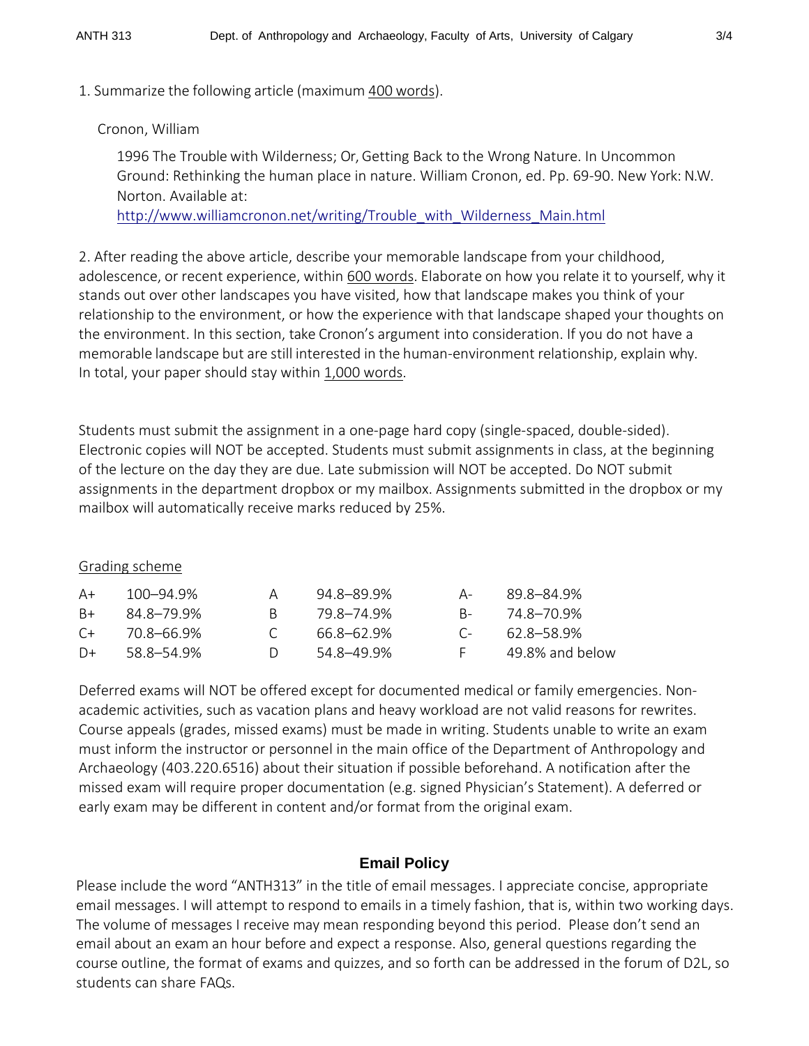1. Summarize the following article (maximum 400 words).

Cronon, William

1996 The Trouble with Wilderness; Or, Getting Back to the Wrong Nature. In Uncommon Ground: Rethinking the human place in nature. William Cronon, ed. Pp. 69-90. New York: N.W. Norton. Available at: http://www.williamcronon.net/writing/Trouble_with_Wilderness_Main.html

2. After reading the above article, describe your memorable landscape from your childhood, adolescence, or recent experience, within 600 words. Elaborate on how you relate it to yourself, why it stands out over other landscapes you have visited, how that landscape makes you think of your relationship to the environment, or how the experience with that landscape shaped your thoughts on the environment. In this section, take Cronon's argument into consideration. If you do not have a memorable landscape but are still interested in the human-environment relationship, explain why. In total, your paper should stay within 1,000 words.

Students must submit the assignment in a one-page hard copy (single-spaced, double-sided). Electronic copies will NOT be accepted. Students must submit assignments in class, at the beginning of the lecture on the day they are due. Late submission will NOT be accepted. Do NOT submit assignments in the department dropbox or my mailbox. Assignments submitted in the dropbox or my mailbox will automatically receive marks reduced by 25%.

Grading scheme

| | | | | | |
|---|---|---|---|---|---|
| A+ | 100–94.9% | A | 94.8–89.9% | A- | 89.8–84.9% |
| B+ | 84.8–79.9% | B | 79.8–74.9% | B- | 74.8–70.9% |
| C+ | 70.8–66.9% | C | 66.8–62.9% | C- | 62.8–58.9% |
| D+ | 58.8–54.9% | D | 54.8–49.9% | F | 49.8% and below |

Deferred exams will NOT be offered except for documented medical or family emergencies. Non-academic activities, such as vacation plans and heavy workload are not valid reasons for rewrites. Course appeals (grades, missed exams) must be made in writing. Students unable to write an exam must inform the instructor or personnel in the main office of the Department of Anthropology and Archaeology (403.220.6516) about their situation if possible beforehand. A notification after the missed exam will require proper documentation (e.g. signed Physician's Statement). A deferred or early exam may be different in content and/or format from the original exam.

## Email Policy

Please include the word "ANTH313" in the title of email messages. I appreciate concise, appropriate email messages. I will attempt to respond to emails in a timely fashion, that is, within two working days. The volume of messages I receive may mean responding beyond this period. Please don't send an email about an exam an hour before and expect a response. Also, general questions regarding the course outline, the format of exams and quizzes, and so forth can be addressed in the forum of D2L, so students can share FAQs.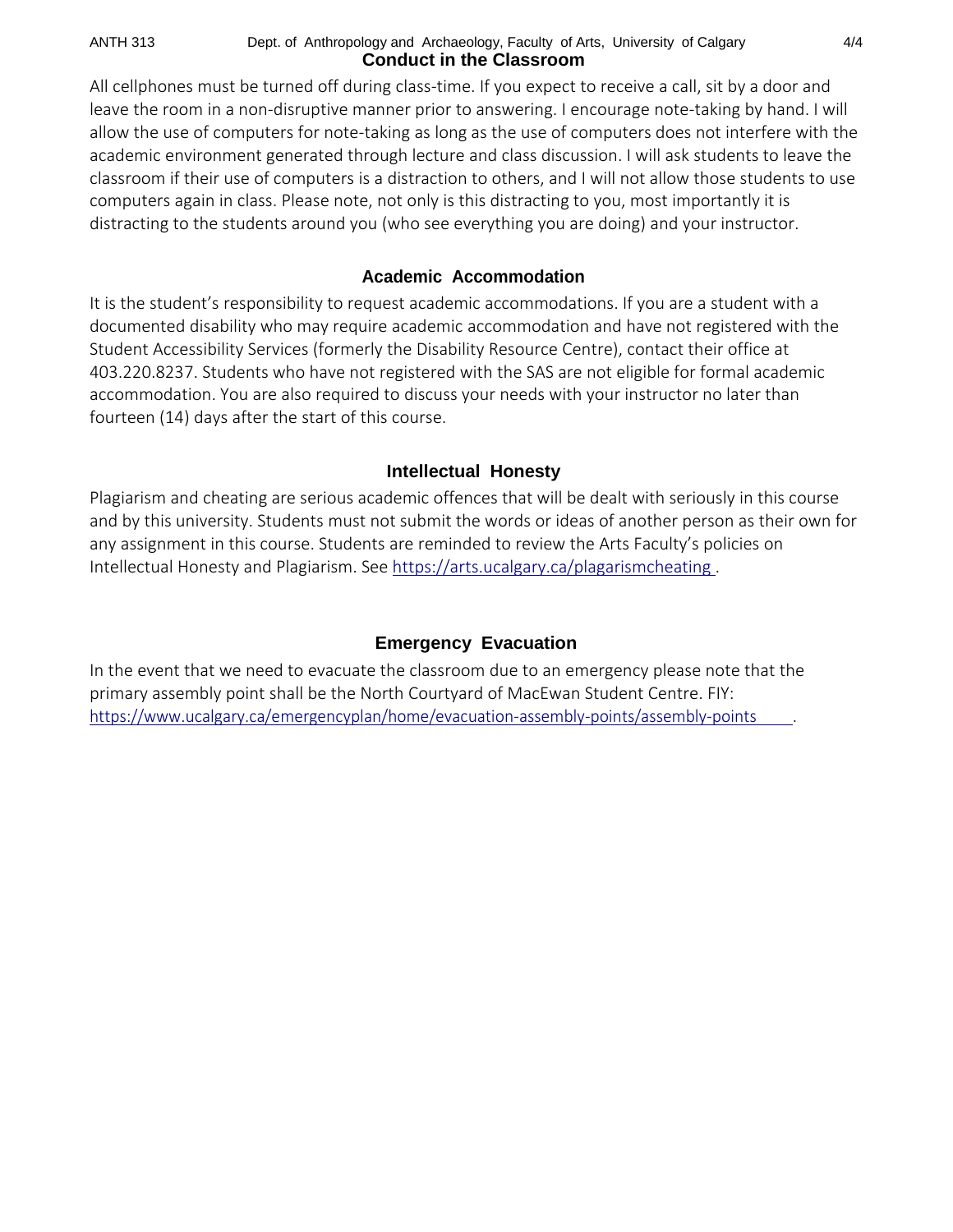## Conduct in the Classroom

All cellphones must be turned off during class-time. If you expect to receive a call, sit by a door and leave the room in a non-disruptive manner prior to answering. I encourage note-taking by hand. I will allow the use of computers for note-taking as long as the use of computers does not interfere with the academic environment generated through lecture and class discussion. I will ask students to leave the classroom if their use of computers is a distraction to others, and I will not allow those students to use computers again in class. Please note, not only is this distracting to you, most importantly it is distracting to the students around you (who see everything you are doing) and your instructor.

## Academic Accommodation

It is the student's responsibility to request academic accommodations. If you are a student with a documented disability who may require academic accommodation and have not registered with the Student Accessibility Services (formerly the Disability Resource Centre), contact their office at 403.220.8237. Students who have not registered with the SAS are not eligible for formal academic accommodation. You are also required to discuss your needs with your instructor no later than fourteen (14) days after the start of this course.

## Intellectual Honesty

Plagiarism and cheating are serious academic offences that will be dealt with seriously in this course and by this university. Students must not submit the words or ideas of another person as their own for any assignment in this course. Students are reminded to review the Arts Faculty's policies on Intellectual Honesty and Plagiarism. See https://arts.ucalgary.ca/plagarismcheating .

## Emergency Evacuation

In the event that we need to evacuate the classroom due to an emergency please note that the primary assembly point shall be the North Courtyard of MacEwan Student Centre. FIY: https://www.ucalgary.ca/emergencyplan/home/evacuation-assembly-points/assembly-points .